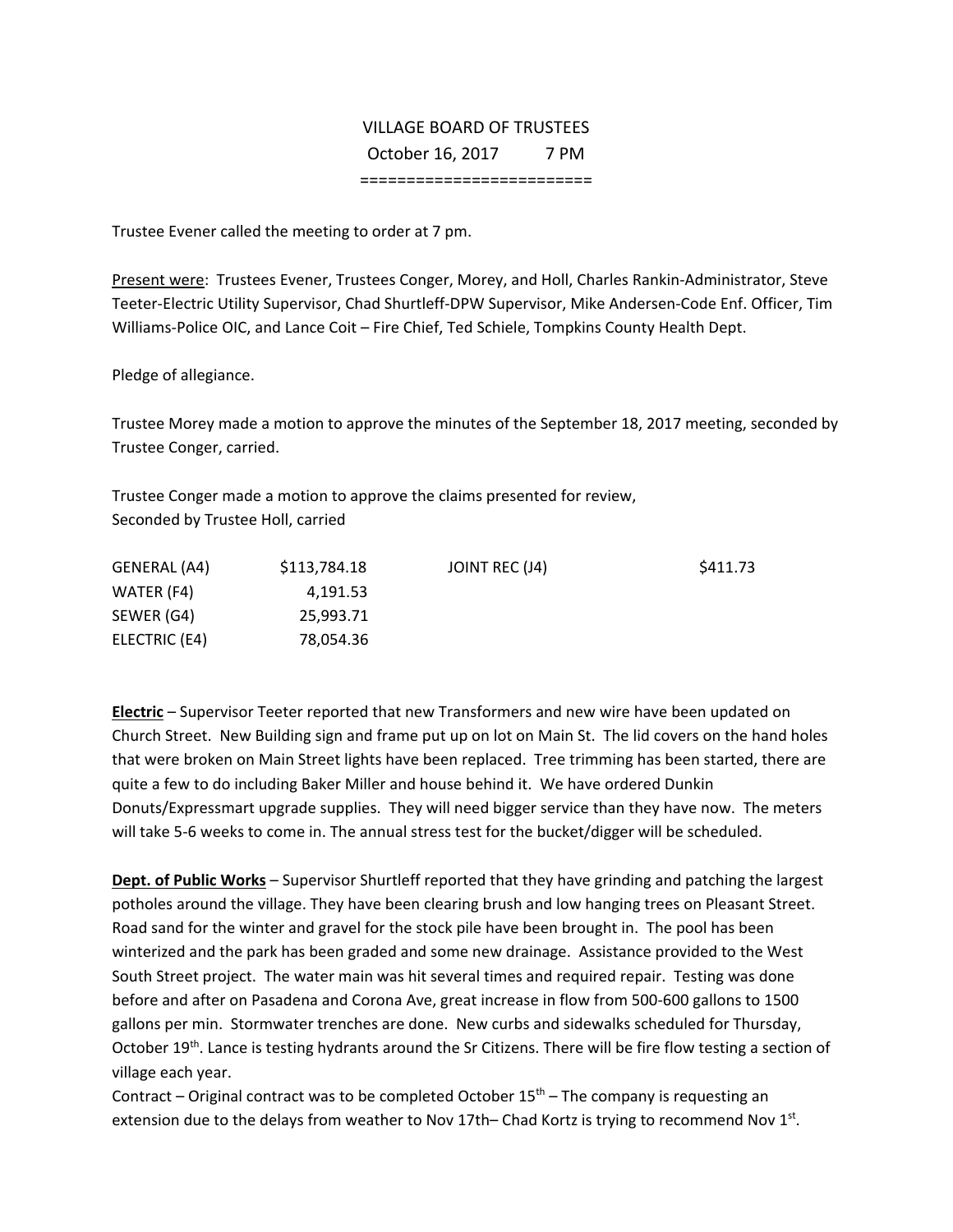# VILLAGE BOARD OF TRUSTEES

October 16, 2017 7 PM

========================

Trustee Evener called the meeting to order at 7 pm.

Present were: Trustees Evener, Trustees Conger, Morey, and Holl, Charles Rankin-Administrator, Steve Teeter-Electric Utility Supervisor, Chad Shurtleff-DPW Supervisor, Mike Andersen-Code Enf. Officer, Tim Williams-Police OIC, and Lance Coit – Fire Chief, Ted Schiele, Tompkins County Health Dept.

Pledge of allegiance.

Trustee Morey made a motion to approve the minutes of the September 18, 2017 meeting, seconded by Trustee Conger, carried.

Trustee Conger made a motion to approve the claims presented for review,
Seconded by Trustee Holl, carried

| | | | |
|---|---|---|---|
| GENERAL (A4) | $113,784.18 | JOINT REC (J4) | $411.73 |
| WATER (F4) | 4,191.53 | | |
| SEWER (G4) | 25,993.71 | | |
| ELECTRIC (E4) | 78,054.36 | | |

**Electric** – Supervisor Teeter reported that new Transformers and new wire have been updated on Church Street. New Building sign and frame put up on lot on Main St. The lid covers on the hand holes that were broken on Main Street lights have been replaced. Tree trimming has been started, there are quite a few to do including Baker Miller and house behind it. We have ordered Dunkin Donuts/Expressmart upgrade supplies. They will need bigger service than they have now. The meters will take 5-6 weeks to come in. The annual stress test for the bucket/digger will be scheduled.

**Dept. of Public Works** – Supervisor Shurtleff reported that they have grinding and patching the largest potholes around the village. They have been clearing brush and low hanging trees on Pleasant Street. Road sand for the winter and gravel for the stock pile have been brought in. The pool has been winterized and the park has been graded and some new drainage. Assistance provided to the West South Street project. The water main was hit several times and required repair. Testing was done before and after on Pasadena and Corona Ave, great increase in flow from 500-600 gallons to 1500 gallons per min. Stormwater trenches are done. New curbs and sidewalks scheduled for Thursday, October 19th. Lance is testing hydrants around the Sr Citizens. There will be fire flow testing a section of village each year.

Contract – Original contract was to be completed October 15th – The company is requesting an extension due to the delays from weather to Nov 17th– Chad Kortz is trying to recommend Nov 1st.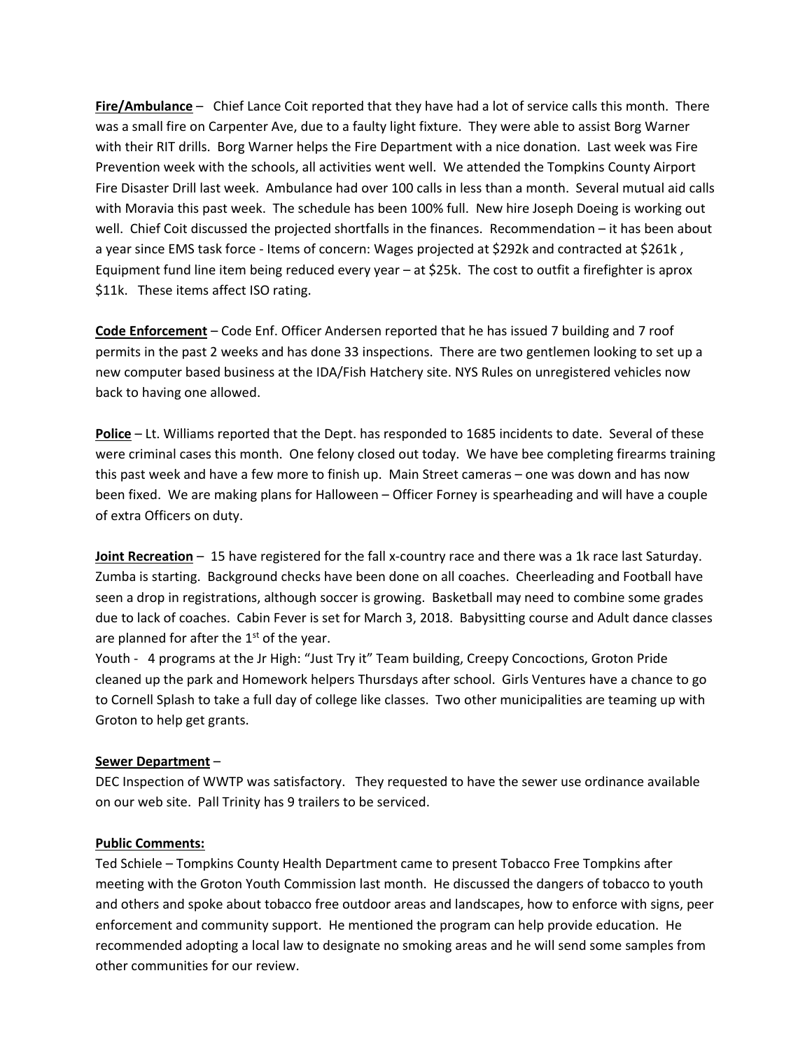**Fire/Ambulance** – Chief Lance Coit reported that they have had a lot of service calls this month. There was a small fire on Carpenter Ave, due to a faulty light fixture. They were able to assist Borg Warner with their RIT drills. Borg Warner helps the Fire Department with a nice donation. Last week was Fire Prevention week with the schools, all activities went well. We attended the Tompkins County Airport Fire Disaster Drill last week. Ambulance had over 100 calls in less than a month. Several mutual aid calls with Moravia this past week. The schedule has been 100% full. New hire Joseph Doeing is working out well. Chief Coit discussed the projected shortfalls in the finances. Recommendation – it has been about a year since EMS task force - Items of concern: Wages projected at $292k and contracted at $261k , Equipment fund line item being reduced every year – at $25k. The cost to outfit a firefighter is aprox $11k. These items affect ISO rating.

**Code Enforcement** – Code Enf. Officer Andersen reported that he has issued 7 building and 7 roof permits in the past 2 weeks and has done 33 inspections. There are two gentlemen looking to set up a new computer based business at the IDA/Fish Hatchery site. NYS Rules on unregistered vehicles now back to having one allowed.

**Police** – Lt. Williams reported that the Dept. has responded to 1685 incidents to date. Several of these were criminal cases this month. One felony closed out today. We have bee completing firearms training this past week and have a few more to finish up. Main Street cameras – one was down and has now been fixed. We are making plans for Halloween – Officer Forney is spearheading and will have a couple of extra Officers on duty.

**Joint Recreation** – 15 have registered for the fall x-country race and there was a 1k race last Saturday. Zumba is starting. Background checks have been done on all coaches. Cheerleading and Football have seen a drop in registrations, although soccer is growing. Basketball may need to combine some grades due to lack of coaches. Cabin Fever is set for March 3, 2018. Babysitting course and Adult dance classes are planned for after the 1st of the year.

Youth - 4 programs at the Jr High: "Just Try it" Team building, Creepy Concoctions, Groton Pride cleaned up the park and Homework helpers Thursdays after school. Girls Ventures have a chance to go to Cornell Splash to take a full day of college like classes. Two other municipalities are teaming up with Groton to help get grants.

**Sewer Department** –

DEC Inspection of WWTP was satisfactory. They requested to have the sewer use ordinance available on our web site. Pall Trinity has 9 trailers to be serviced.

**Public Comments:**

Ted Schiele – Tompkins County Health Department came to present Tobacco Free Tompkins after meeting with the Groton Youth Commission last month. He discussed the dangers of tobacco to youth and others and spoke about tobacco free outdoor areas and landscapes, how to enforce with signs, peer enforcement and community support. He mentioned the program can help provide education. He recommended adopting a local law to designate no smoking areas and he will send some samples from other communities for our review.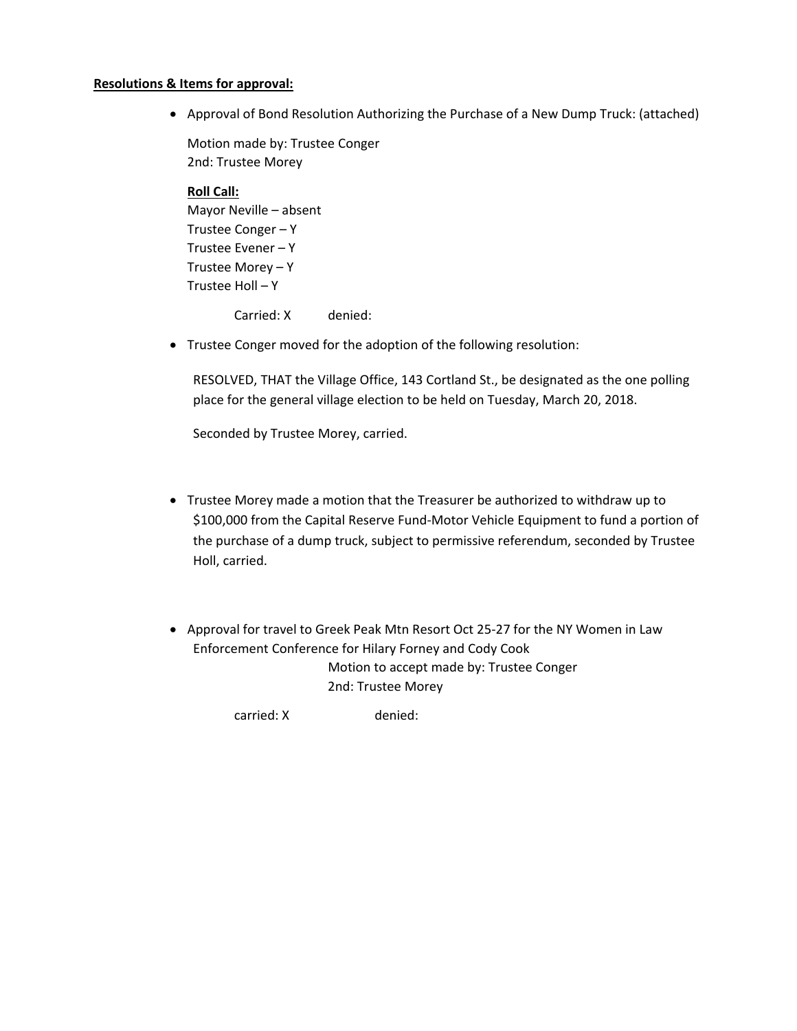**Resolutions & Items for approval:**

- Approval of Bond Resolution Authorizing the Purchase of a New Dump Truck: (attached)

  Motion made by: Trustee Conger
  2nd: Trustee Morey

  **Roll Call:**
  Mayor Neville – absent
  Trustee Conger – Y
  Trustee Evener – Y
  Trustee Morey – Y
  Trustee Holl – Y

  Carried: X denied:

- Trustee Conger moved for the adoption of the following resolution:

  RESOLVED, THAT the Village Office, 143 Cortland St., be designated as the one polling place for the general village election to be held on Tuesday, March 20, 2018.

  Seconded by Trustee Morey, carried.

- Trustee Morey made a motion that the Treasurer be authorized to withdraw up to $100,000 from the Capital Reserve Fund-Motor Vehicle Equipment to fund a portion of the purchase of a dump truck, subject to permissive referendum, seconded by Trustee Holl, carried.

- Approval for travel to Greek Peak Mtn Resort Oct 25-27 for the NY Women in Law Enforcement Conference for Hilary Forney and Cody Cook

  Motion to accept made by: Trustee Conger
  2nd: Trustee Morey

  carried: X denied: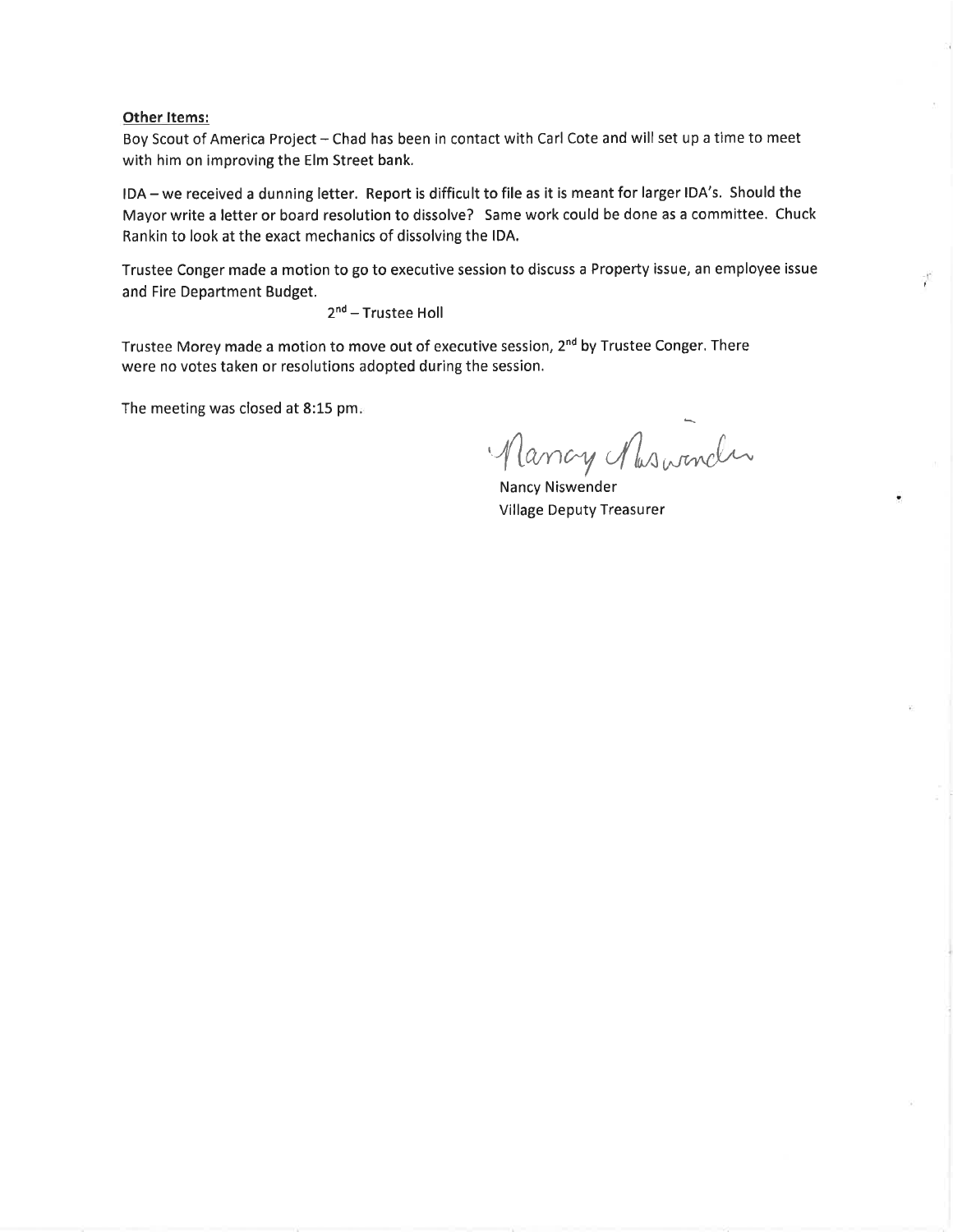**Other Items:**

Boy Scout of America Project – Chad has been in contact with Carl Cote and will set up a time to meet with him on improving the Elm Street bank.

IDA – we received a dunning letter. Report is difficult to file as it is meant for larger IDA's. Should the Mayor write a letter or board resolution to dissolve? Same work could be done as a committee. Chuck Rankin to look at the exact mechanics of dissolving the IDA.

Trustee Conger made a motion to go to executive session to discuss a Property issue, an employee issue and Fire Department Budget.

2nd – Trustee Holl

Trustee Morey made a motion to move out of executive session, 2nd by Trustee Conger. There were no votes taken or resolutions adopted during the session.

The meeting was closed at 8:15 pm.

Nancy Niswender

Nancy Niswender
Village Deputy Treasurer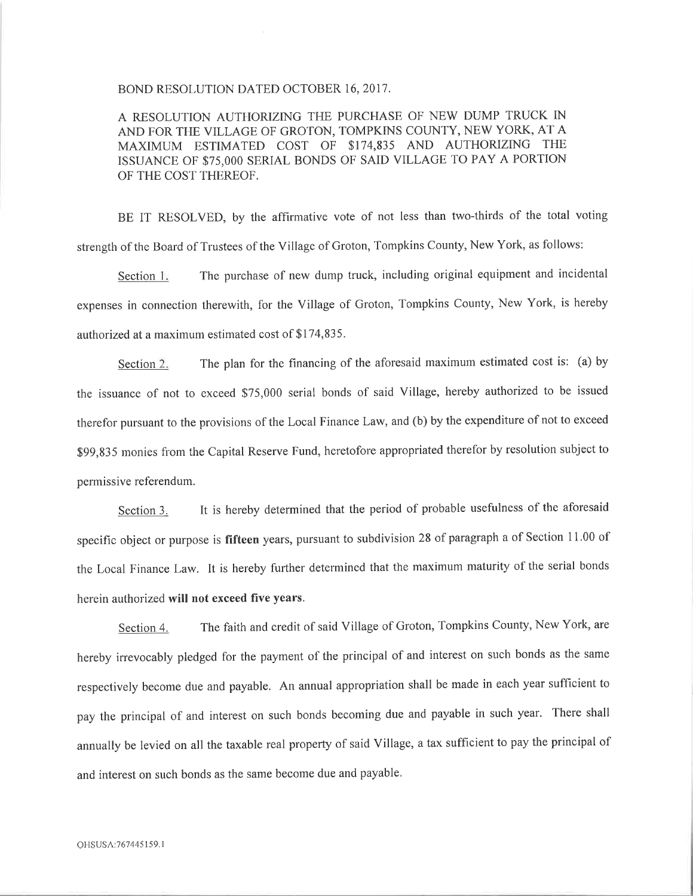BOND RESOLUTION DATED OCTOBER 16, 2017.

A RESOLUTION AUTHORIZING THE PURCHASE OF NEW DUMP TRUCK IN AND FOR THE VILLAGE OF GROTON, TOMPKINS COUNTY, NEW YORK, AT A MAXIMUM ESTIMATED COST OF $174,835 AND AUTHORIZING THE ISSUANCE OF $75,000 SERIAL BONDS OF SAID VILLAGE TO PAY A PORTION OF THE COST THEREOF.

BE IT RESOLVED, by the affirmative vote of not less than two-thirds of the total voting strength of the Board of Trustees of the Village of Groton, Tompkins County, New York, as follows:

Section 1. The purchase of new dump truck, including original equipment and incidental expenses in connection therewith, for the Village of Groton, Tompkins County, New York, is hereby authorized at a maximum estimated cost of $174,835.

Section 2. The plan for the financing of the aforesaid maximum estimated cost is: (a) by the issuance of not to exceed $75,000 serial bonds of said Village, hereby authorized to be issued therefor pursuant to the provisions of the Local Finance Law, and (b) by the expenditure of not to exceed $99,835 monies from the Capital Reserve Fund, heretofore appropriated therefor by resolution subject to permissive referendum.

Section 3. It is hereby determined that the period of probable usefulness of the aforesaid specific object or purpose is **fifteen** years, pursuant to subdivision 28 of paragraph a of Section 11.00 of the Local Finance Law. It is hereby further determined that the maximum maturity of the serial bonds herein authorized **will not exceed five years**.

Section 4. The faith and credit of said Village of Groton, Tompkins County, New York, are hereby irrevocably pledged for the payment of the principal of and interest on such bonds as the same respectively become due and payable. An annual appropriation shall be made in each year sufficient to pay the principal of and interest on such bonds becoming due and payable in such year. There shall annually be levied on all the taxable real property of said Village, a tax sufficient to pay the principal of and interest on such bonds as the same become due and payable.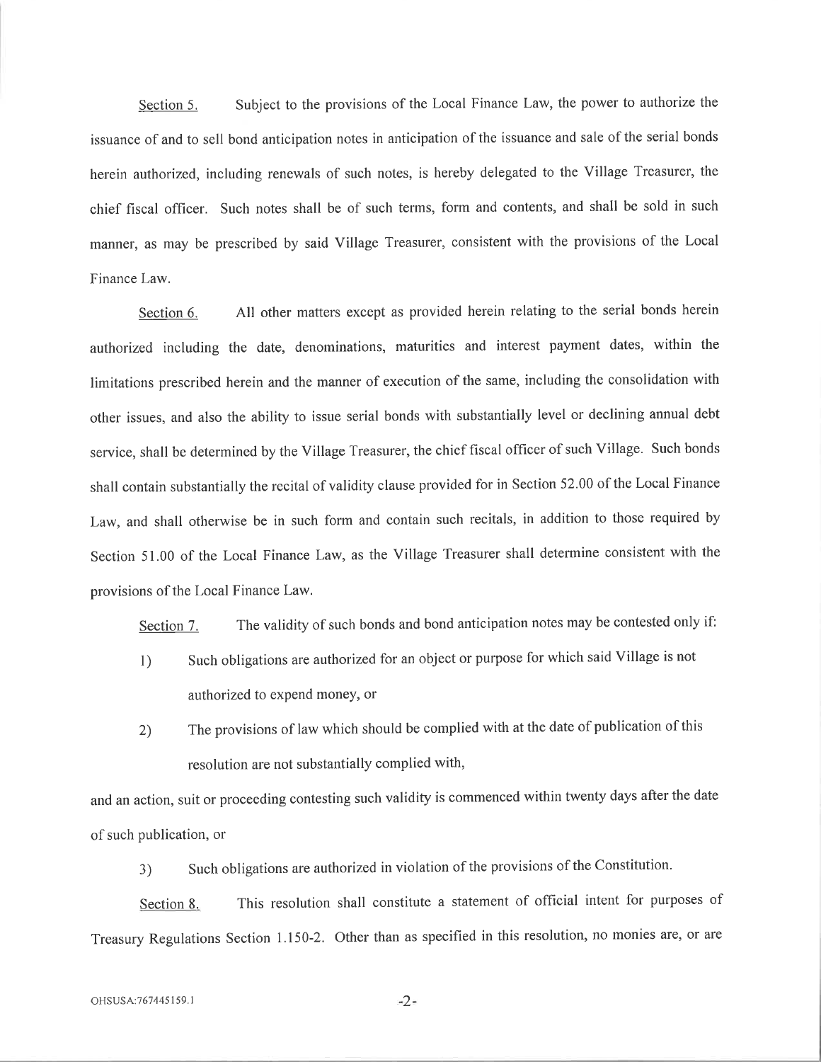<u>Section 5.</u> Subject to the provisions of the Local Finance Law, the power to authorize the issuance of and to sell bond anticipation notes in anticipation of the issuance and sale of the serial bonds herein authorized, including renewals of such notes, is hereby delegated to the Village Treasurer, the chief fiscal officer. Such notes shall be of such terms, form and contents, and shall be sold in such manner, as may be prescribed by said Village Treasurer, consistent with the provisions of the Local Finance Law.

<u>Section 6.</u> All other matters except as provided herein relating to the serial bonds herein authorized including the date, denominations, maturities and interest payment dates, within the limitations prescribed herein and the manner of execution of the same, including the consolidation with other issues, and also the ability to issue serial bonds with substantially level or declining annual debt service, shall be determined by the Village Treasurer, the chief fiscal officer of such Village. Such bonds shall contain substantially the recital of validity clause provided for in Section 52.00 of the Local Finance Law, and shall otherwise be in such form and contain such recitals, in addition to those required by Section 51.00 of the Local Finance Law, as the Village Treasurer shall determine consistent with the provisions of the Local Finance Law.

<u>Section 7.</u> The validity of such bonds and bond anticipation notes may be contested only if:

1) Such obligations are authorized for an object or purpose for which said Village is not authorized to expend money, or

2) The provisions of law which should be complied with at the date of publication of this resolution are not substantially complied with,

and an action, suit or proceeding contesting such validity is commenced within twenty days after the date of such publication, or

3) Such obligations are authorized in violation of the provisions of the Constitution.

<u>Section 8.</u> This resolution shall constitute a statement of official intent for purposes of Treasury Regulations Section 1.150-2. Other than as specified in this resolution, no monies are, or are

OHSUSA:767445159.1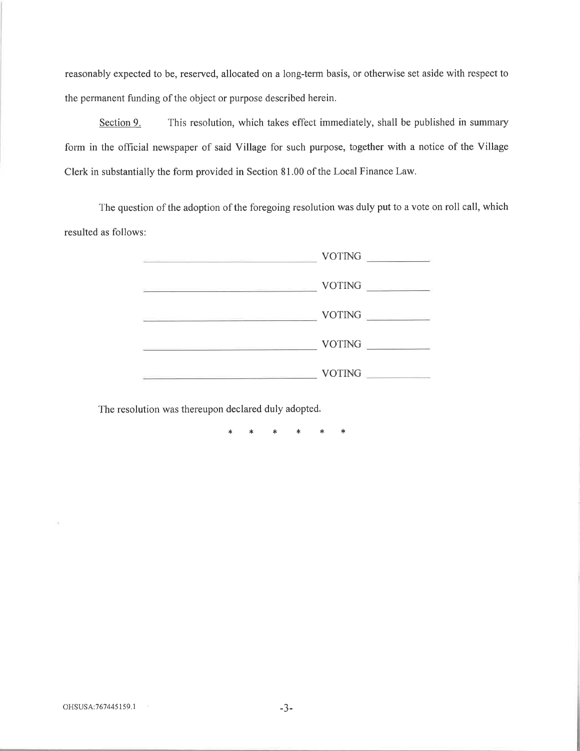reasonably expected to be, reserved, allocated on a long-term basis, or otherwise set aside with respect to the permanent funding of the object or purpose described herein.

Section 9. This resolution, which takes effect immediately, shall be published in summary form in the official newspaper of said Village for such purpose, together with a notice of the Village Clerk in substantially the form provided in Section 81.00 of the Local Finance Law.

The question of the adoption of the foregoing resolution was duly put to a vote on roll call, which resulted as follows:

_______________________________ VOTING ___________

_______________________________ VOTING ___________

_______________________________ VOTING ___________

_______________________________ VOTING ___________

_______________________________ VOTING ___________

The resolution was thereupon declared duly adopted.

\* \* \* \* \* \*

OHSUSA:767445159.1